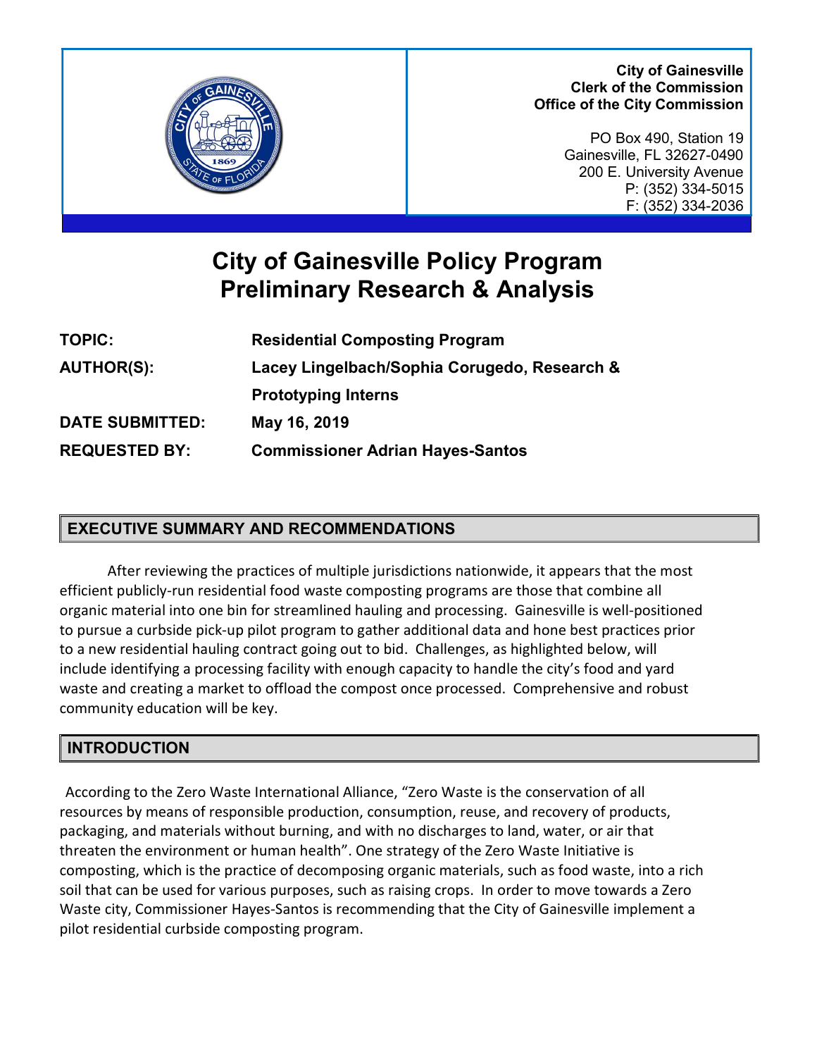**City of Gainesville**
**Clerk of the Commission**
**Office of the City Commission**

PO Box 490, Station 19
Gainesville, FL 32627-0490
200 E. University Avenue
P: (352) 334-5015
F: (352) 334-2036

# City of Gainesville Policy Program
# Preliminary Research & Analysis

| | |
|---|---|
| **TOPIC:** | **Residential Composting Program** |
| **AUTHOR(S):** | **Lacey Lingelbach/Sophia Corugedo, Research & Prototyping Interns** |
| **DATE SUBMITTED:** | **May 16, 2019** |
| **REQUESTED BY:** | **Commissioner Adrian Hayes-Santos** |

## EXECUTIVE SUMMARY AND RECOMMENDATIONS

After reviewing the practices of multiple jurisdictions nationwide, it appears that the most efficient publicly-run residential food waste composting programs are those that combine all organic material into one bin for streamlined hauling and processing. Gainesville is well-positioned to pursue a curbside pick-up pilot program to gather additional data and hone best practices prior to a new residential hauling contract going out to bid. Challenges, as highlighted below, will include identifying a processing facility with enough capacity to handle the city's food and yard waste and creating a market to offload the compost once processed. Comprehensive and robust community education will be key.

## INTRODUCTION

According to the Zero Waste International Alliance, "Zero Waste is the conservation of all resources by means of responsible production, consumption, reuse, and recovery of products, packaging, and materials without burning, and with no discharges to land, water, or air that threaten the environment or human health". One strategy of the Zero Waste Initiative is composting, which is the practice of decomposing organic materials, such as food waste, into a rich soil that can be used for various purposes, such as raising crops. In order to move towards a Zero Waste city, Commissioner Hayes-Santos is recommending that the City of Gainesville implement a pilot residential curbside composting program.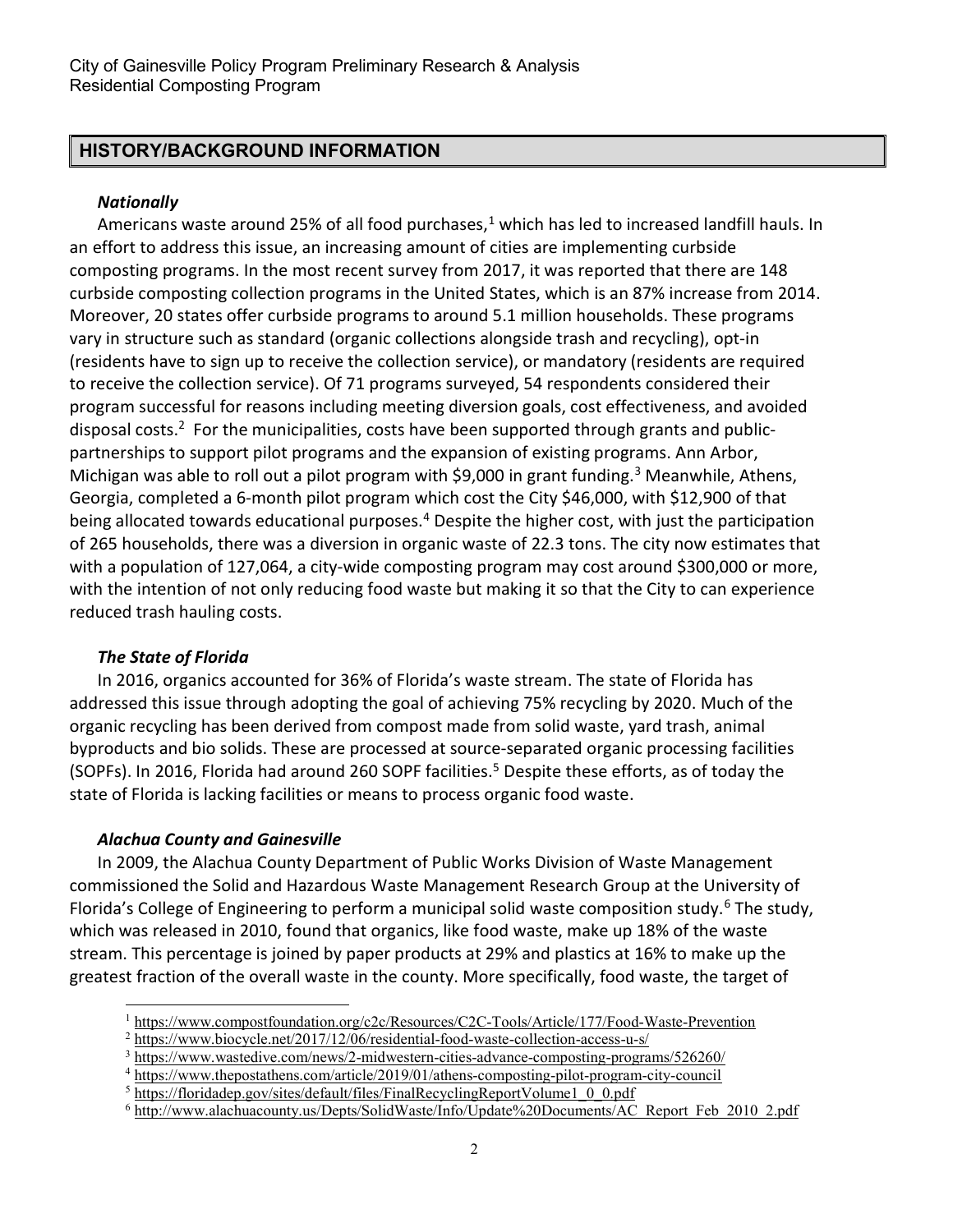## HISTORY/BACKGROUND INFORMATION

### *Nationally*

Americans waste around 25% of all food purchases,[1] which has led to increased landfill hauls. In an effort to address this issue, an increasing amount of cities are implementing curbside composting programs. In the most recent survey from 2017, it was reported that there are 148 curbside composting collection programs in the United States, which is an 87% increase from 2014. Moreover, 20 states offer curbside programs to around 5.1 million households. These programs vary in structure such as standard (organic collections alongside trash and recycling), opt-in (residents have to sign up to receive the collection service), or mandatory (residents are required to receive the collection service). Of 71 programs surveyed, 54 respondents considered their program successful for reasons including meeting diversion goals, cost effectiveness, and avoided disposal costs.[2] For the municipalities, costs have been supported through grants and public-partnerships to support pilot programs and the expansion of existing programs. Ann Arbor, Michigan was able to roll out a pilot program with $9,000 in grant funding.[3] Meanwhile, Athens, Georgia, completed a 6-month pilot program which cost the City $46,000, with $12,900 of that being allocated towards educational purposes.[4] Despite the higher cost, with just the participation of 265 households, there was a diversion in organic waste of 22.3 tons. The city now estimates that with a population of 127,064, a city-wide composting program may cost around $300,000 or more, with the intention of not only reducing food waste but making it so that the City to can experience reduced trash hauling costs.

### *The State of Florida*

In 2016, organics accounted for 36% of Florida's waste stream. The state of Florida has addressed this issue through adopting the goal of achieving 75% recycling by 2020. Much of the organic recycling has been derived from compost made from solid waste, yard trash, animal byproducts and bio solids. These are processed at source-separated organic processing facilities (SOPFs). In 2016, Florida had around 260 SOPF facilities.[5] Despite these efforts, as of today the state of Florida is lacking facilities or means to process organic food waste.

### *Alachua County and Gainesville*

In 2009, the Alachua County Department of Public Works Division of Waste Management commissioned the Solid and Hazardous Waste Management Research Group at the University of Florida's College of Engineering to perform a municipal solid waste composition study.[6] The study, which was released in 2010, found that organics, like food waste, make up 18% of the waste stream. This percentage is joined by paper products at 29% and plastics at 16% to make up the greatest fraction of the overall waste in the county. More specifically, food waste, the target of

---

[1] https://www.compostfoundation.org/c2c/Resources/C2C-Tools/Article/177/Food-Waste-Prevention

[2] https://www.biocycle.net/2017/12/06/residential-food-waste-collection-access-u-s/

[3] https://www.wastedive.com/news/2-midwestern-cities-advance-composting-programs/526260/

[4] https://www.thepostathens.com/article/2019/01/athens-composting-pilot-program-city-council

[5] https://floridadep.gov/sites/default/files/FinalRecyclingReportVolume1_0_0.pdf

[6] http://www.alachuacounty.us/Depts/SolidWaste/Info/Update%20Documents/AC_Report_Feb_2010_2.pdf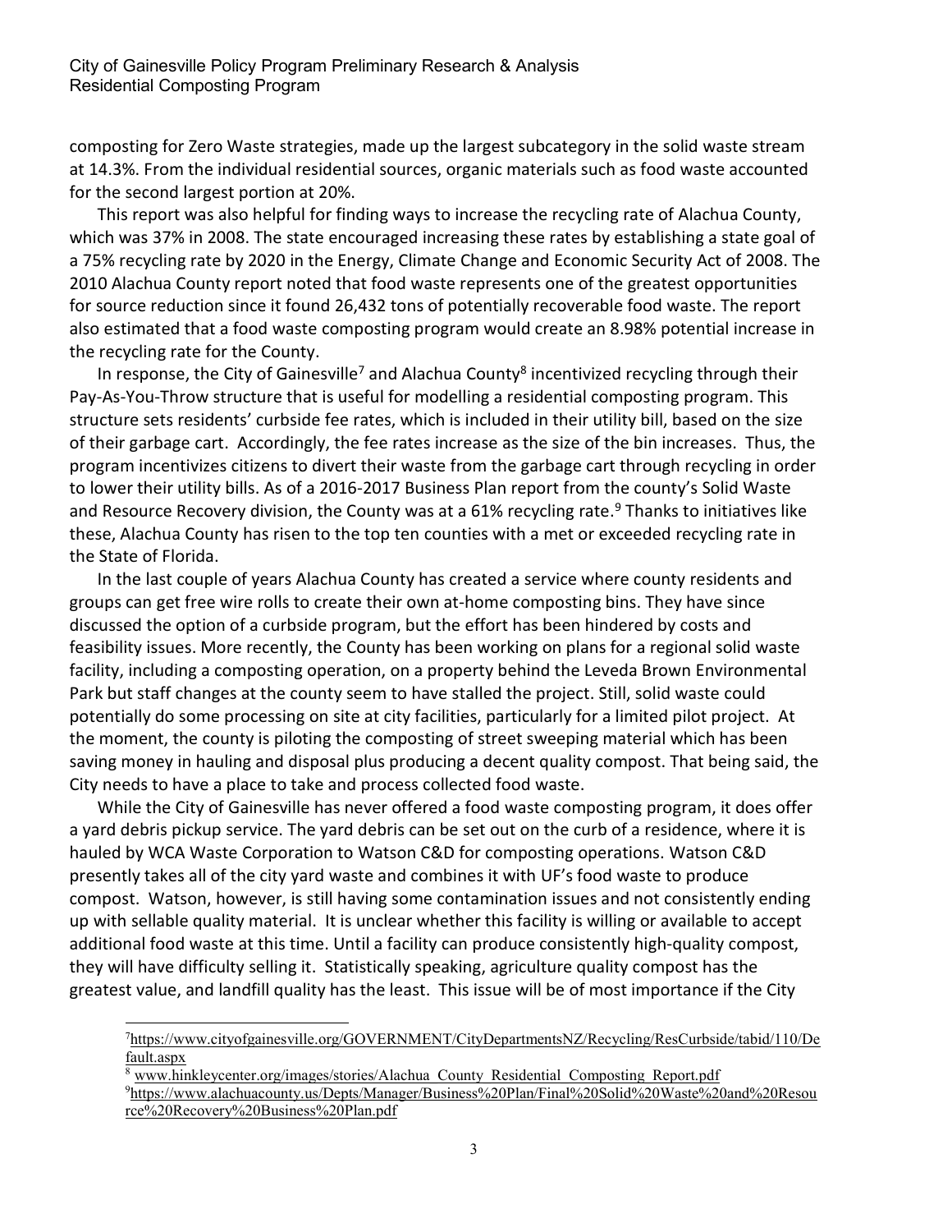composting for Zero Waste strategies, made up the largest subcategory in the solid waste stream at 14.3%. From the individual residential sources, organic materials such as food waste accounted for the second largest portion at 20%.

This report was also helpful for finding ways to increase the recycling rate of Alachua County, which was 37% in 2008. The state encouraged increasing these rates by establishing a state goal of a 75% recycling rate by 2020 in the Energy, Climate Change and Economic Security Act of 2008. The 2010 Alachua County report noted that food waste represents one of the greatest opportunities for source reduction since it found 26,432 tons of potentially recoverable food waste. The report also estimated that a food waste composting program would create an 8.98% potential increase in the recycling rate for the County.

In response, the City of Gainesville[7] and Alachua County[8] incentivized recycling through their Pay-As-You-Throw structure that is useful for modelling a residential composting program. This structure sets residents' curbside fee rates, which is included in their utility bill, based on the size of their garbage cart. Accordingly, the fee rates increase as the size of the bin increases. Thus, the program incentivizes citizens to divert their waste from the garbage cart through recycling in order to lower their utility bills. As of a 2016-2017 Business Plan report from the county's Solid Waste and Resource Recovery division, the County was at a 61% recycling rate.[9] Thanks to initiatives like these, Alachua County has risen to the top ten counties with a met or exceeded recycling rate in the State of Florida.

In the last couple of years Alachua County has created a service where county residents and groups can get free wire rolls to create their own at-home composting bins. They have since discussed the option of a curbside program, but the effort has been hindered by costs and feasibility issues. More recently, the County has been working on plans for a regional solid waste facility, including a composting operation, on a property behind the Leveda Brown Environmental Park but staff changes at the county seem to have stalled the project. Still, solid waste could potentially do some processing on site at city facilities, particularly for a limited pilot project. At the moment, the county is piloting the composting of street sweeping material which has been saving money in hauling and disposal plus producing a decent quality compost. That being said, the City needs to have a place to take and process collected food waste.

While the City of Gainesville has never offered a food waste composting program, it does offer a yard debris pickup service. The yard debris can be set out on the curb of a residence, where it is hauled by WCA Waste Corporation to Watson C&D for composting operations. Watson C&D presently takes all of the city yard waste and combines it with UF's food waste to produce compost. Watson, however, is still having some contamination issues and not consistently ending up with sellable quality material. It is unclear whether this facility is willing or available to accept additional food waste at this time. Until a facility can produce consistently high-quality compost, they will have difficulty selling it. Statistically speaking, agriculture quality compost has the greatest value, and landfill quality has the least. This issue will be of most importance if the City

---

[7] https://www.cityofgainesville.org/GOVERNMENT/CityDepartmentsNZ/Recycling/ResCurbside/tabid/110/Default.aspx

[8] www.hinkleycenter.org/images/stories/Alachua_County_Residential_Composting_Report.pdf

[9] https://www.alachuacounty.us/Depts/Manager/Business%20Plan/Final%20Solid%20Waste%20and%20Resource%20Recovery%20Business%20Plan.pdf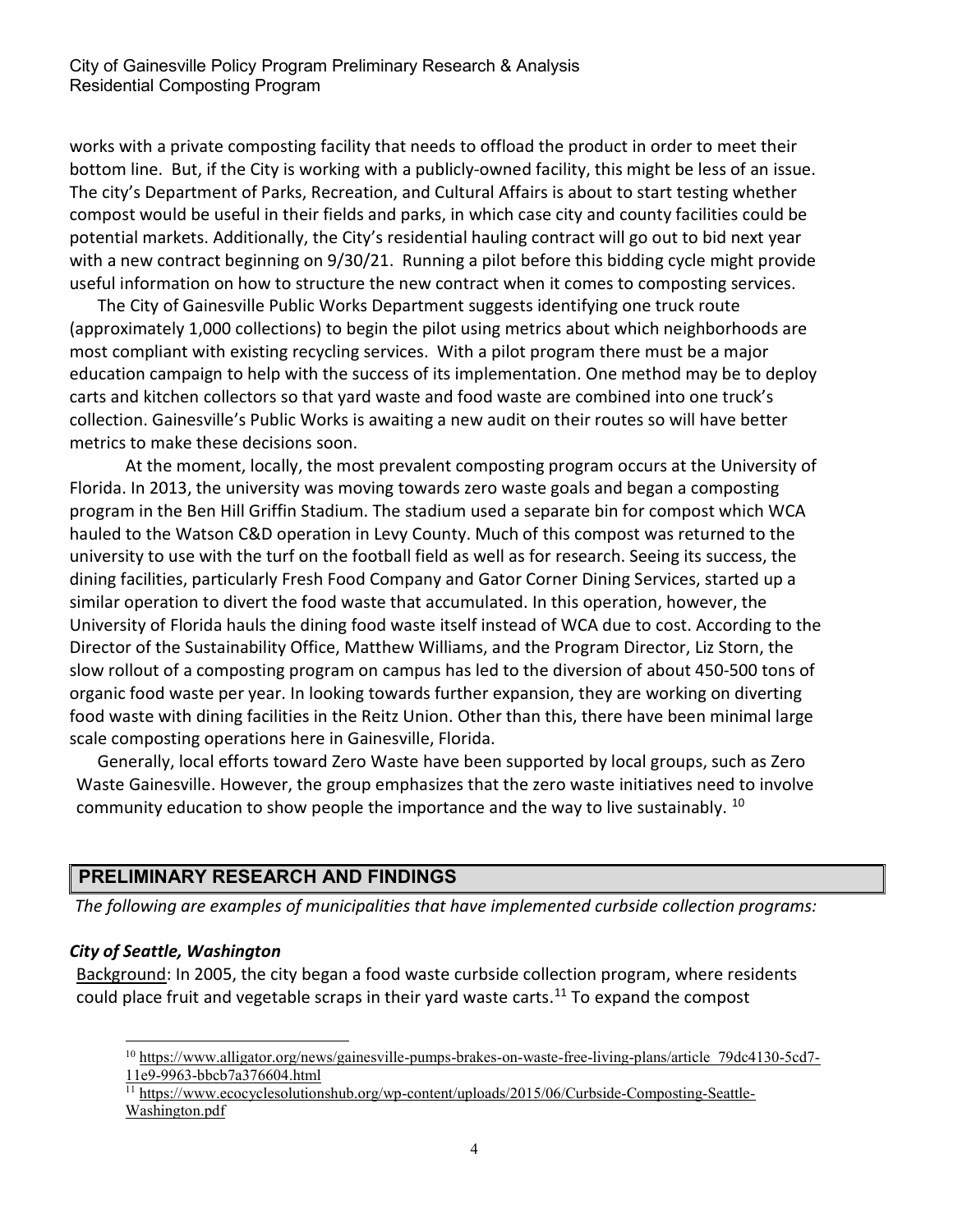works with a private composting facility that needs to offload the product in order to meet their bottom line. But, if the City is working with a publicly-owned facility, this might be less of an issue. The city's Department of Parks, Recreation, and Cultural Affairs is about to start testing whether compost would be useful in their fields and parks, in which case city and county facilities could be potential markets. Additionally, the City's residential hauling contract will go out to bid next year with a new contract beginning on 9/30/21. Running a pilot before this bidding cycle might provide useful information on how to structure the new contract when it comes to composting services.

The City of Gainesville Public Works Department suggests identifying one truck route (approximately 1,000 collections) to begin the pilot using metrics about which neighborhoods are most compliant with existing recycling services. With a pilot program there must be a major education campaign to help with the success of its implementation. One method may be to deploy carts and kitchen collectors so that yard waste and food waste are combined into one truck's collection. Gainesville's Public Works is awaiting a new audit on their routes so will have better metrics to make these decisions soon.

At the moment, locally, the most prevalent composting program occurs at the University of Florida. In 2013, the university was moving towards zero waste goals and began a composting program in the Ben Hill Griffin Stadium. The stadium used a separate bin for compost which WCA hauled to the Watson C&D operation in Levy County. Much of this compost was returned to the university to use with the turf on the football field as well as for research. Seeing its success, the dining facilities, particularly Fresh Food Company and Gator Corner Dining Services, started up a similar operation to divert the food waste that accumulated. In this operation, however, the University of Florida hauls the dining food waste itself instead of WCA due to cost. According to the Director of the Sustainability Office, Matthew Williams, and the Program Director, Liz Storn, the slow rollout of a composting program on campus has led to the diversion of about 450-500 tons of organic food waste per year. In looking towards further expansion, they are working on diverting food waste with dining facilities in the Reitz Union. Other than this, there have been minimal large scale composting operations here in Gainesville, Florida.

Generally, local efforts toward Zero Waste have been supported by local groups, such as Zero Waste Gainesville. However, the group emphasizes that the zero waste initiatives need to involve community education to show people the importance and the way to live sustainably. [10]

## PRELIMINARY RESEARCH AND FINDINGS

*The following are examples of municipalities that have implemented curbside collection programs:*

### *City of Seattle, Washington*

Background: In 2005, the city began a food waste curbside collection program, where residents could place fruit and vegetable scraps in their yard waste carts.[11] To expand the compost

---

[10] https://www.alligator.org/news/gainesville-pumps-brakes-on-waste-free-living-plans/article_79dc4130-5cd7-11e9-9963-bbcb7a376604.html

[11] https://www.ecocyclesolutionshub.org/wp-content/uploads/2015/06/Curbside-Composting-Seattle-Washington.pdf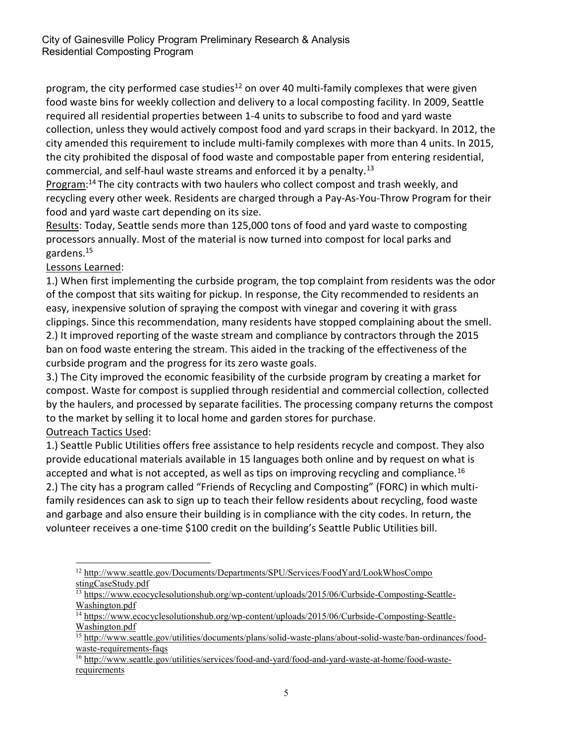program, the city performed case studies[12] on over 40 multi-family complexes that were given food waste bins for weekly collection and delivery to a local composting facility. In 2009, Seattle required all residential properties between 1-4 units to subscribe to food and yard waste collection, unless they would actively compost food and yard scraps in their backyard. In 2012, the city amended this requirement to include multi-family complexes with more than 4 units. In 2015, the city prohibited the disposal of food waste and compostable paper from entering residential, commercial, and self-haul waste streams and enforced it by a penalty.[13]

<u>Program</u>:[14] The city contracts with two haulers who collect compost and trash weekly, and recycling every other week. Residents are charged through a Pay-As-You-Throw Program for their food and yard waste cart depending on its size.

<u>Results</u>: Today, Seattle sends more than 125,000 tons of food and yard waste to composting processors annually. Most of the material is now turned into compost for local parks and gardens.[15]

<u>Lessons Learned</u>:

1.) When first implementing the curbside program, the top complaint from residents was the odor of the compost that sits waiting for pickup. In response, the City recommended to residents an easy, inexpensive solution of spraying the compost with vinegar and covering it with grass clippings. Since this recommendation, many residents have stopped complaining about the smell.

2.) It improved reporting of the waste stream and compliance by contractors through the 2015 ban on food waste entering the stream. This aided in the tracking of the effectiveness of the curbside program and the progress for its zero waste goals.

3.) The City improved the economic feasibility of the curbside program by creating a market for compost. Waste for compost is supplied through residential and commercial collection, collected by the haulers, and processed by separate facilities. The processing company returns the compost to the market by selling it to local home and garden stores for purchase.

<u>Outreach Tactics Used</u>:

1.) Seattle Public Utilities offers free assistance to help residents recycle and compost. They also provide educational materials available in 15 languages both online and by request on what is accepted and what is not accepted, as well as tips on improving recycling and compliance.[16]

2.) The city has a program called "Friends of Recycling and Composting" (FORC) in which multi-family residences can ask to sign up to teach their fellow residents about recycling, food waste and garbage and also ensure their building is in compliance with the city codes. In return, the volunteer receives a one-time $100 credit on the building's Seattle Public Utilities bill.

---

[12] http://www.seattle.gov/Documents/Departments/SPU/Services/FoodYard/LookWhosCompostingCaseStudy.pdf

[13] https://www.ecocyclesolutionshub.org/wp-content/uploads/2015/06/Curbside-Composting-Seattle-Washington.pdf

[14] https://www.ecocyclesolutionshub.org/wp-content/uploads/2015/06/Curbside-Composting-Seattle-Washington.pdf

[15] http://www.seattle.gov/utilities/documents/plans/solid-waste-plans/about-solid-waste/ban-ordinances/food-waste-requirements-faqs

[16] http://www.seattle.gov/utilities/services/food-and-yard/food-and-yard-waste-at-home/food-waste-requirements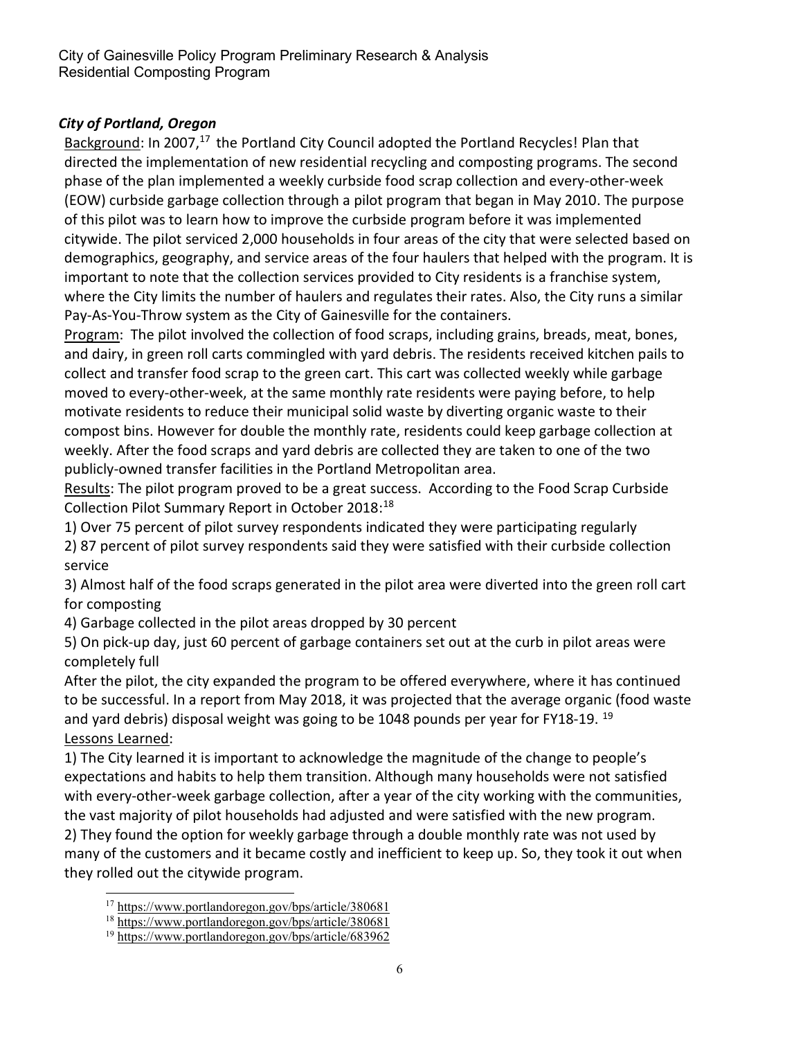### *City of Portland, Oregon*

Background: In 2007,[17] the Portland City Council adopted the Portland Recycles! Plan that directed the implementation of new residential recycling and composting programs. The second phase of the plan implemented a weekly curbside food scrap collection and every-other-week (EOW) curbside garbage collection through a pilot program that began in May 2010. The purpose of this pilot was to learn how to improve the curbside program before it was implemented citywide. The pilot serviced 2,000 households in four areas of the city that were selected based on demographics, geography, and service areas of the four haulers that helped with the program. It is important to note that the collection services provided to City residents is a franchise system, where the City limits the number of haulers and regulates their rates. Also, the City runs a similar Pay-As-You-Throw system as the City of Gainesville for the containers.

Program: The pilot involved the collection of food scraps, including grains, breads, meat, bones, and dairy, in green roll carts commingled with yard debris. The residents received kitchen pails to collect and transfer food scrap to the green cart. This cart was collected weekly while garbage moved to every-other-week, at the same monthly rate residents were paying before, to help motivate residents to reduce their municipal solid waste by diverting organic waste to their compost bins. However for double the monthly rate, residents could keep garbage collection at weekly. After the food scraps and yard debris are collected they are taken to one of the two publicly-owned transfer facilities in the Portland Metropolitan area.

Results: The pilot program proved to be a great success. According to the Food Scrap Curbside Collection Pilot Summary Report in October 2018:[18]

1) Over 75 percent of pilot survey respondents indicated they were participating regularly
2) 87 percent of pilot survey respondents said they were satisfied with their curbside collection service
3) Almost half of the food scraps generated in the pilot area were diverted into the green roll cart for composting
4) Garbage collected in the pilot areas dropped by 30 percent
5) On pick-up day, just 60 percent of garbage containers set out at the curb in pilot areas were completely full

After the pilot, the city expanded the program to be offered everywhere, where it has continued to be successful. In a report from May 2018, it was projected that the average organic (food waste and yard debris) disposal weight was going to be 1048 pounds per year for FY18-19.[19]

Lessons Learned:

1) The City learned it is important to acknowledge the magnitude of the change to people's expectations and habits to help them transition. Although many households were not satisfied with every-other-week garbage collection, after a year of the city working with the communities, the vast majority of pilot households had adjusted and were satisfied with the new program.
2) They found the option for weekly garbage through a double monthly rate was not used by many of the customers and it became costly and inefficient to keep up. So, they took it out when they rolled out the citywide program.

---

[17] https://www.portlandoregon.gov/bps/article/380681
[18] https://www.portlandoregon.gov/bps/article/380681
[19] https://www.portlandoregon.gov/bps/article/683962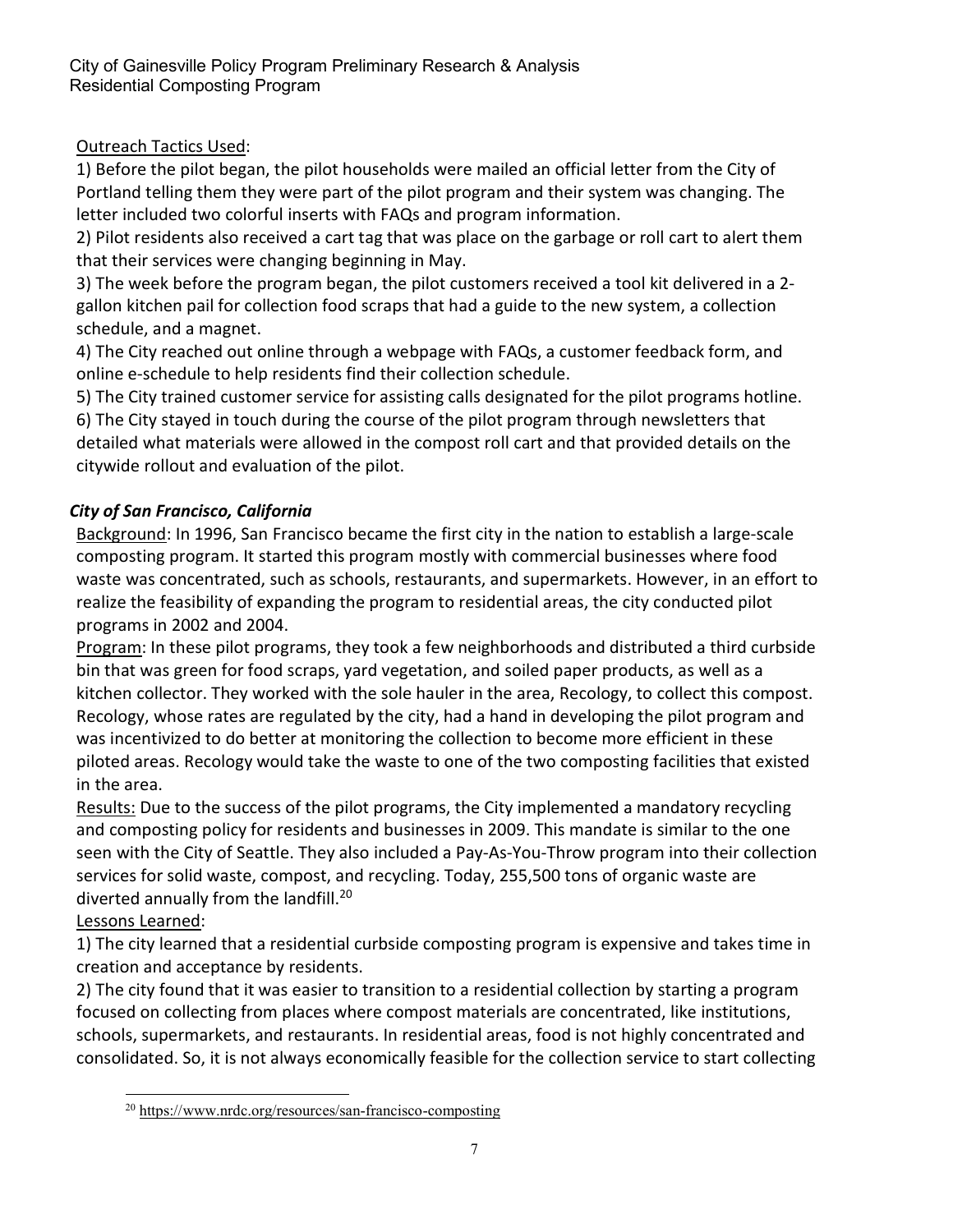Outreach Tactics Used:

1) Before the pilot began, the pilot households were mailed an official letter from the City of Portland telling them they were part of the pilot program and their system was changing. The letter included two colorful inserts with FAQs and program information.
2) Pilot residents also received a cart tag that was place on the garbage or roll cart to alert them that their services were changing beginning in May.
3) The week before the program began, the pilot customers received a tool kit delivered in a 2-gallon kitchen pail for collection food scraps that had a guide to the new system, a collection schedule, and a magnet.
4) The City reached out online through a webpage with FAQs, a customer feedback form, and online e-schedule to help residents find their collection schedule.
5) The City trained customer service for assisting calls designated for the pilot programs hotline.
6) The City stayed in touch during the course of the pilot program through newsletters that detailed what materials were allowed in the compost roll cart and that provided details on the citywide rollout and evaluation of the pilot.

### *City of San Francisco, California*

Background: In 1996, San Francisco became the first city in the nation to establish a large-scale composting program. It started this program mostly with commercial businesses where food waste was concentrated, such as schools, restaurants, and supermarkets. However, in an effort to realize the feasibility of expanding the program to residential areas, the city conducted pilot programs in 2002 and 2004.

Program: In these pilot programs, they took a few neighborhoods and distributed a third curbside bin that was green for food scraps, yard vegetation, and soiled paper products, as well as a kitchen collector. They worked with the sole hauler in the area, Recology, to collect this compost. Recology, whose rates are regulated by the city, had a hand in developing the pilot program and was incentivized to do better at monitoring the collection to become more efficient in these piloted areas. Recology would take the waste to one of the two composting facilities that existed in the area.

Results: Due to the success of the pilot programs, the City implemented a mandatory recycling and composting policy for residents and businesses in 2009. This mandate is similar to the one seen with the City of Seattle. They also included a Pay-As-You-Throw program into their collection services for solid waste, compost, and recycling. Today, 255,500 tons of organic waste are diverted annually from the landfill.[20]

Lessons Learned:

1) The city learned that a residential curbside composting program is expensive and takes time in creation and acceptance by residents.
2) The city found that it was easier to transition to a residential collection by starting a program focused on collecting from places where compost materials are concentrated, like institutions, schools, supermarkets, and restaurants. In residential areas, food is not highly concentrated and consolidated. So, it is not always economically feasible for the collection service to start collecting

[20] https://www.nrdc.org/resources/san-francisco-composting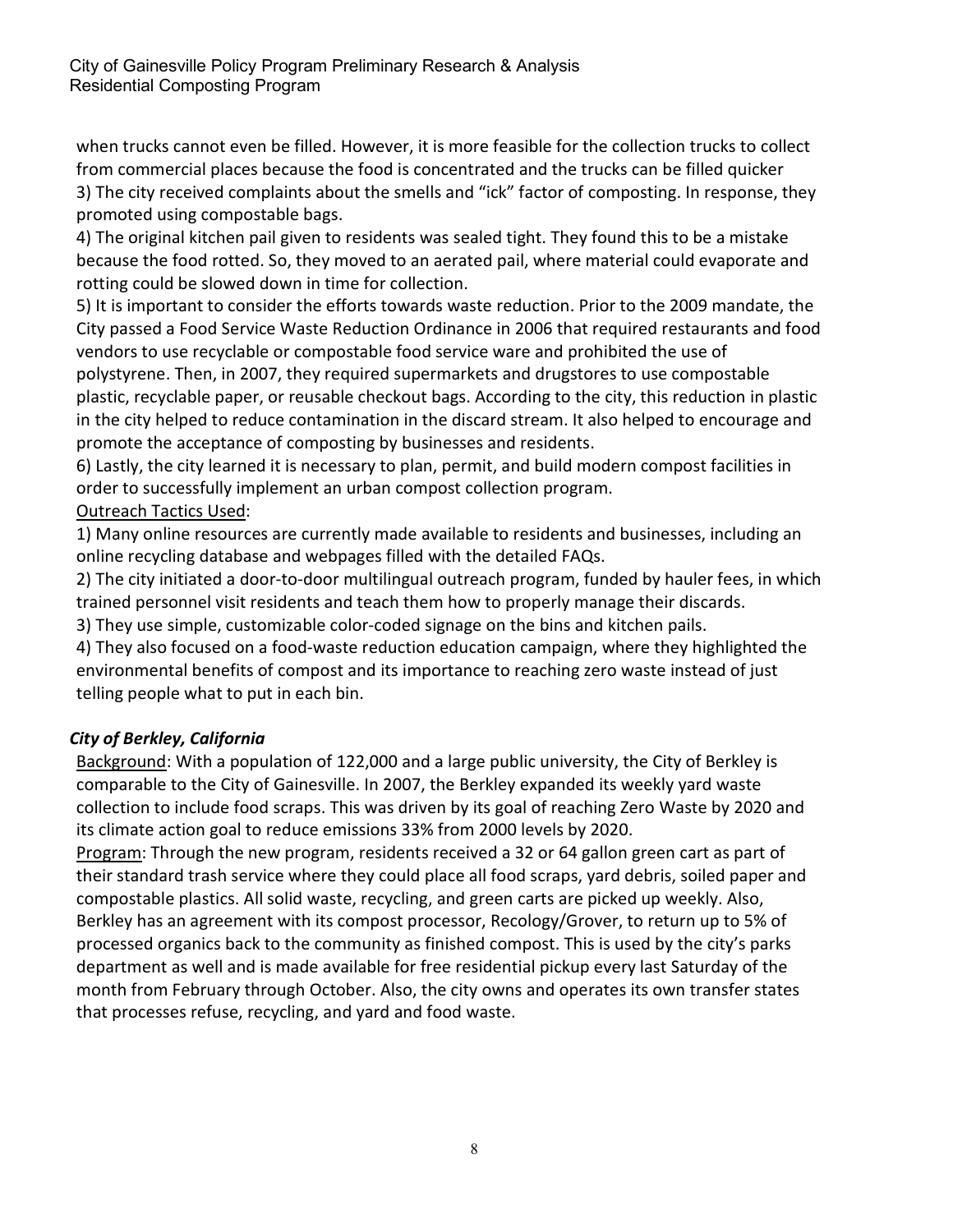when trucks cannot even be filled. However, it is more feasible for the collection trucks to collect from commercial places because the food is concentrated and the trucks can be filled quicker

3) The city received complaints about the smells and "ick" factor of composting. In response, they promoted using compostable bags.

4) The original kitchen pail given to residents was sealed tight. They found this to be a mistake because the food rotted. So, they moved to an aerated pail, where material could evaporate and rotting could be slowed down in time for collection.

5) It is important to consider the efforts towards waste reduction. Prior to the 2009 mandate, the City passed a Food Service Waste Reduction Ordinance in 2006 that required restaurants and food vendors to use recyclable or compostable food service ware and prohibited the use of polystyrene. Then, in 2007, they required supermarkets and drugstores to use compostable plastic, recyclable paper, or reusable checkout bags. According to the city, this reduction in plastic in the city helped to reduce contamination in the discard stream. It also helped to encourage and promote the acceptance of composting by businesses and residents.

6) Lastly, the city learned it is necessary to plan, permit, and build modern compost facilities in order to successfully implement an urban compost collection program.

<u>Outreach Tactics Used</u>:

1) Many online resources are currently made available to residents and businesses, including an online recycling database and webpages filled with the detailed FAQs.

2) The city initiated a door-to-door multilingual outreach program, funded by hauler fees, in which trained personnel visit residents and teach them how to properly manage their discards.

3) They use simple, customizable color-coded signage on the bins and kitchen pails.

4) They also focused on a food-waste reduction education campaign, where they highlighted the environmental benefits of compost and its importance to reaching zero waste instead of just telling people what to put in each bin.

### *City of Berkley, California*

<u>Background</u>: With a population of 122,000 and a large public university, the City of Berkley is comparable to the City of Gainesville. In 2007, the Berkley expanded its weekly yard waste collection to include food scraps. This was driven by its goal of reaching Zero Waste by 2020 and its climate action goal to reduce emissions 33% from 2000 levels by 2020.

<u>Program</u>: Through the new program, residents received a 32 or 64 gallon green cart as part of their standard trash service where they could place all food scraps, yard debris, soiled paper and compostable plastics. All solid waste, recycling, and green carts are picked up weekly. Also, Berkley has an agreement with its compost processor, Recology/Grover, to return up to 5% of processed organics back to the community as finished compost. This is used by the city's parks department as well and is made available for free residential pickup every last Saturday of the month from February through October. Also, the city owns and operates its own transfer states that processes refuse, recycling, and yard and food waste.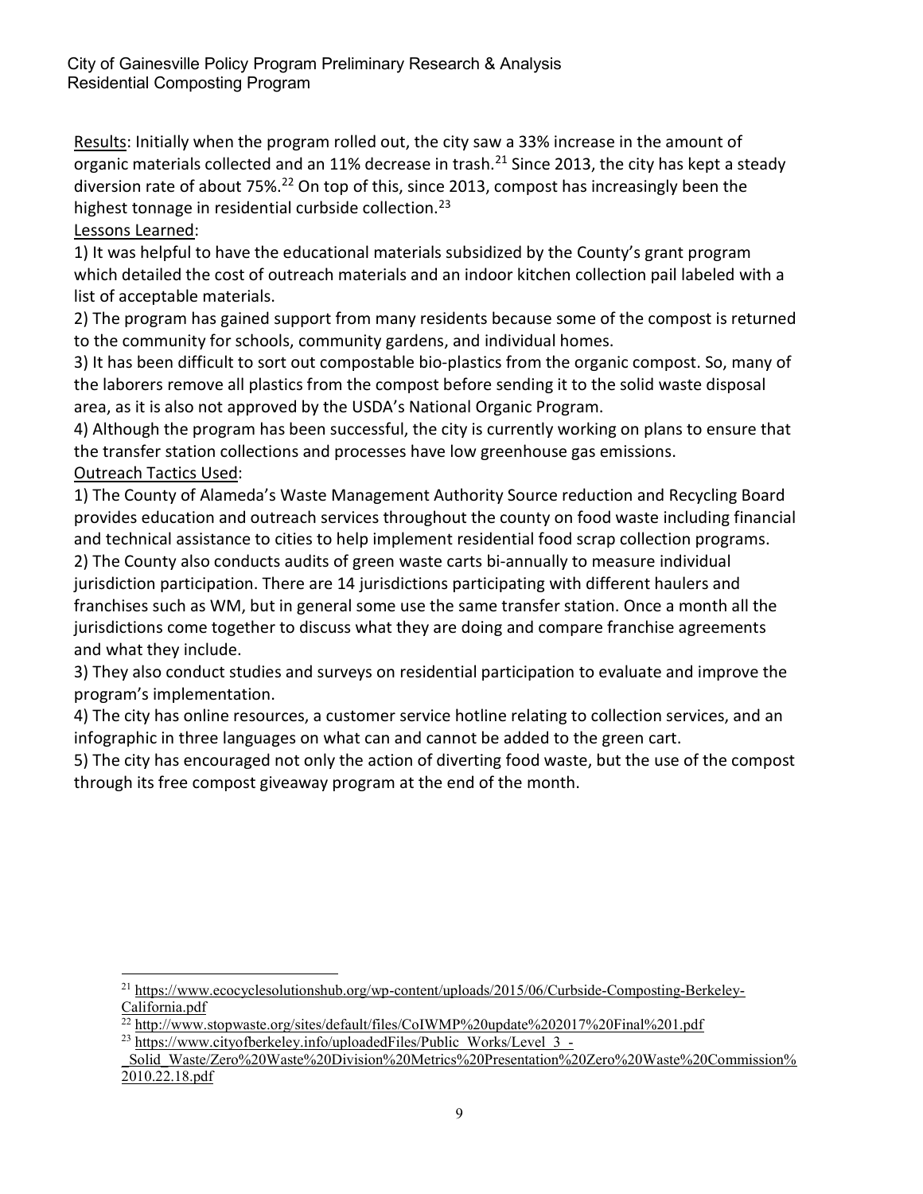Results: Initially when the program rolled out, the city saw a 33% increase in the amount of organic materials collected and an 11% decrease in trash.[21] Since 2013, the city has kept a steady diversion rate of about 75%.[22] On top of this, since 2013, compost has increasingly been the highest tonnage in residential curbside collection.[23]

Lessons Learned:

1) It was helpful to have the educational materials subsidized by the County's grant program which detailed the cost of outreach materials and an indoor kitchen collection pail labeled with a list of acceptable materials.

2) The program has gained support from many residents because some of the compost is returned to the community for schools, community gardens, and individual homes.

3) It has been difficult to sort out compostable bio-plastics from the organic compost. So, many of the laborers remove all plastics from the compost before sending it to the solid waste disposal area, as it is also not approved by the USDA's National Organic Program.

4) Although the program has been successful, the city is currently working on plans to ensure that the transfer station collections and processes have low greenhouse gas emissions.

Outreach Tactics Used:

1) The County of Alameda's Waste Management Authority Source reduction and Recycling Board provides education and outreach services throughout the county on food waste including financial and technical assistance to cities to help implement residential food scrap collection programs.

2) The County also conducts audits of green waste carts bi-annually to measure individual jurisdiction participation. There are 14 jurisdictions participating with different haulers and franchises such as WM, but in general some use the same transfer station. Once a month all the jurisdictions come together to discuss what they are doing and compare franchise agreements and what they include.

3) They also conduct studies and surveys on residential participation to evaluate and improve the program's implementation.

4) The city has online resources, a customer service hotline relating to collection services, and an infographic in three languages on what can and cannot be added to the green cart.

5) The city has encouraged not only the action of diverting food waste, but the use of the compost through its free compost giveaway program at the end of the month.

---

[21] https://www.ecocyclesolutionshub.org/wp-content/uploads/2015/06/Curbside-Composting-Berkeley-California.pdf

[22] http://www.stopwaste.org/sites/default/files/CoIWMP%20update%202017%20Final%201.pdf

[23] https://www.cityofberkeley.info/uploadedFiles/Public_Works/Level_3_-_Solid_Waste/Zero%20Waste%20Division%20Metrics%20Presentation%20Zero%20Waste%20Commission%2010.22.18.pdf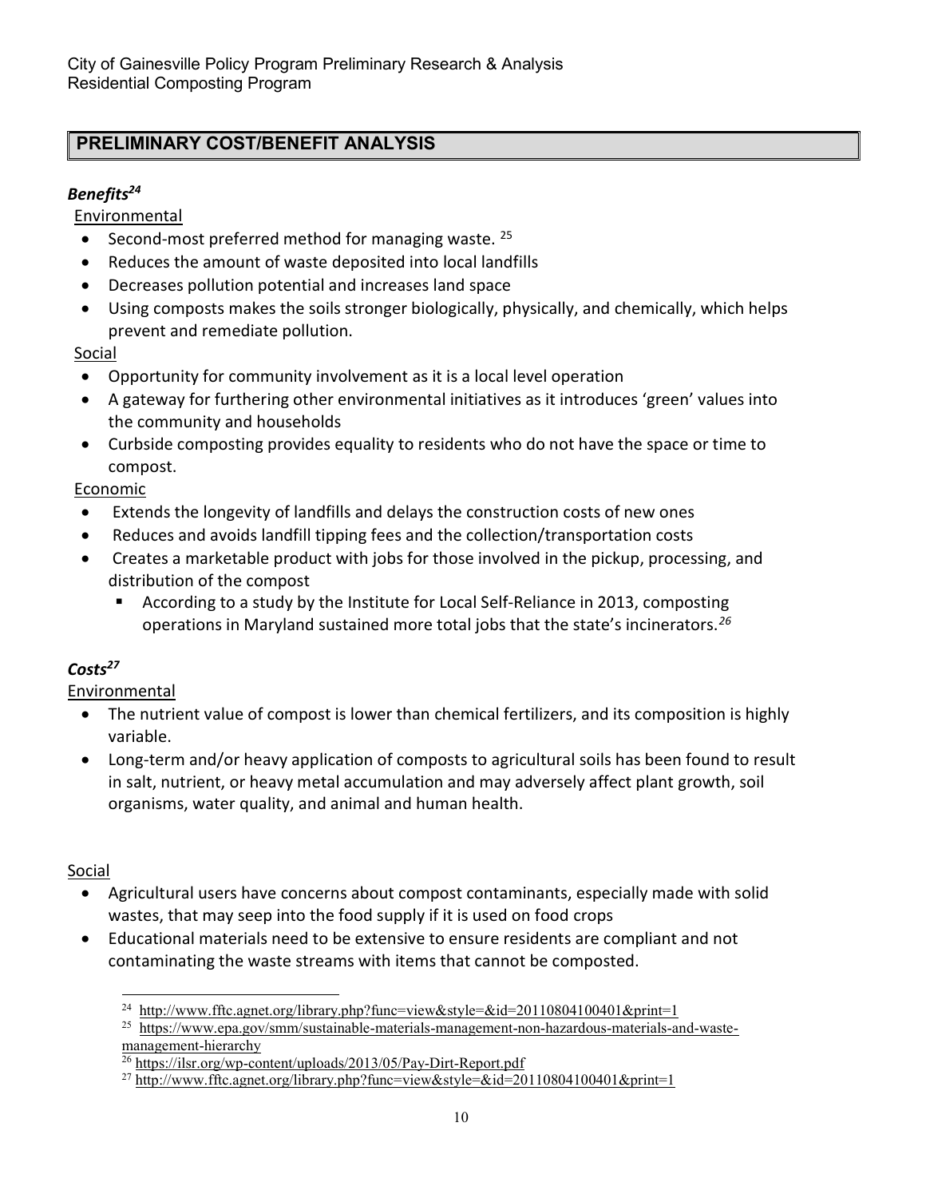## PRELIMINARY COST/BENEFIT ANALYSIS

### *Benefits*[24]

Environmental

- Second-most preferred method for managing waste. [25]
- Reduces the amount of waste deposited into local landfills
- Decreases pollution potential and increases land space
- Using composts makes the soils stronger biologically, physically, and chemically, which helps prevent and remediate pollution.

Social

- Opportunity for community involvement as it is a local level operation
- A gateway for furthering other environmental initiatives as it introduces 'green' values into the community and households
- Curbside composting provides equality to residents who do not have the space or time to compost.

Economic

- Extends the longevity of landfills and delays the construction costs of new ones
- Reduces and avoids landfill tipping fees and the collection/transportation costs
- Creates a marketable product with jobs for those involved in the pickup, processing, and distribution of the compost
  - According to a study by the Institute for Local Self-Reliance in 2013, composting operations in Maryland sustained more total jobs that the state's incinerators.[26]

### *Costs*[27]

Environmental

- The nutrient value of compost is lower than chemical fertilizers, and its composition is highly variable.
- Long-term and/or heavy application of composts to agricultural soils has been found to result in salt, nutrient, or heavy metal accumulation and may adversely affect plant growth, soil organisms, water quality, and animal and human health.

Social

- Agricultural users have concerns about compost contaminants, especially made with solid wastes, that may seep into the food supply if it is used on food crops
- Educational materials need to be extensive to ensure residents are compliant and not contaminating the waste streams with items that cannot be composted.

---

[24] http://www.fftc.agnet.org/library.php?func=view&style=&id=20110804100401&print=1

[25] https://www.epa.gov/smm/sustainable-materials-management-non-hazardous-materials-and-waste-management-hierarchy

[26] https://ilsr.org/wp-content/uploads/2013/05/Pay-Dirt-Report.pdf

[27] http://www.fftc.agnet.org/library.php?func=view&style=&id=20110804100401&print=1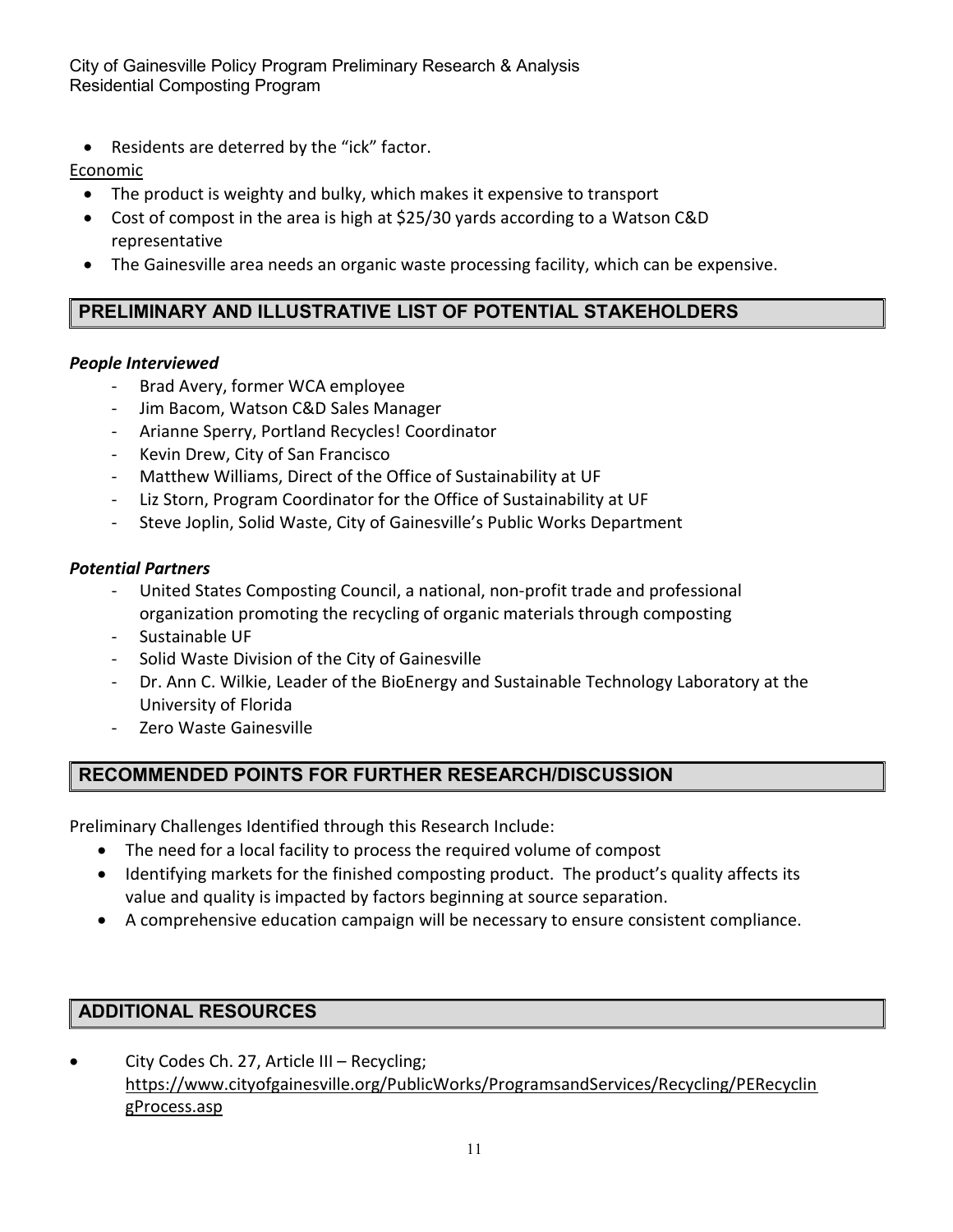- Residents are deterred by the “ick” factor.

Economic

- The product is weighty and bulky, which makes it expensive to transport
- Cost of compost in the area is high at $25/30 yards according to a Watson C&D representative
- The Gainesville area needs an organic waste processing facility, which can be expensive.

## PRELIMINARY AND ILLUSTRATIVE LIST OF POTENTIAL STAKEHOLDERS

***People Interviewed***

- Brad Avery, former WCA employee
- Jim Bacom, Watson C&D Sales Manager
- Arianne Sperry, Portland Recycles! Coordinator
- Kevin Drew, City of San Francisco
- Matthew Williams, Direct of the Office of Sustainability at UF
- Liz Storn, Program Coordinator for the Office of Sustainability at UF
- Steve Joplin, Solid Waste, City of Gainesville’s Public Works Department

***Potential Partners***

- United States Composting Council, a national, non-profit trade and professional organization promoting the recycling of organic materials through composting
- Sustainable UF
- Solid Waste Division of the City of Gainesville
- Dr. Ann C. Wilkie, Leader of the BioEnergy and Sustainable Technology Laboratory at the University of Florida
- Zero Waste Gainesville

## RECOMMENDED POINTS FOR FURTHER RESEARCH/DISCUSSION

Preliminary Challenges Identified through this Research Include:

- The need for a local facility to process the required volume of compost
- Identifying markets for the finished composting product. The product’s quality affects its value and quality is impacted by factors beginning at source separation.
- A comprehensive education campaign will be necessary to ensure consistent compliance.

## ADDITIONAL RESOURCES

- City Codes Ch. 27, Article III – Recycling; https://www.cityofgainesville.org/PublicWorks/ProgramsandServices/Recycling/PERecyclingProcess.asp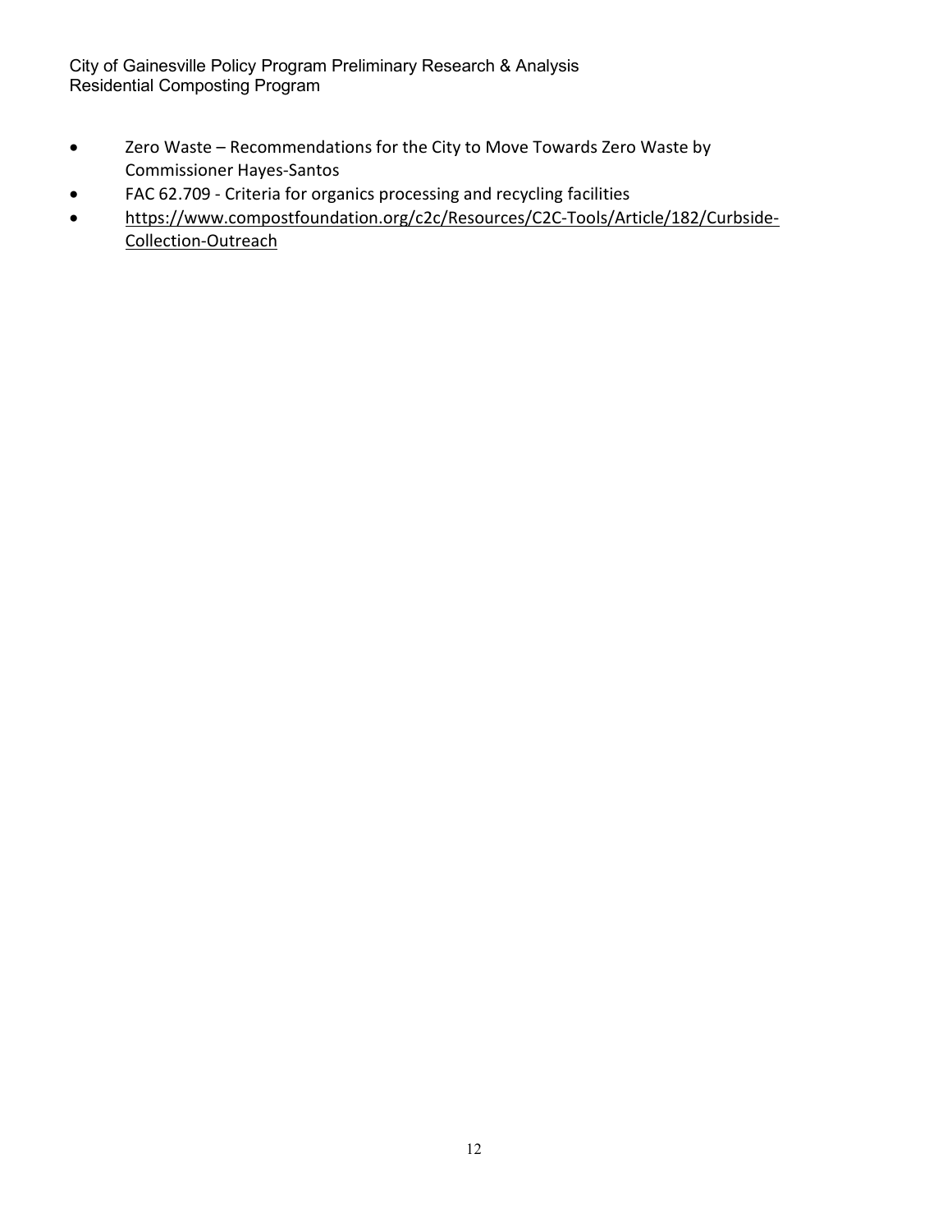- Zero Waste – Recommendations for the City to Move Towards Zero Waste by Commissioner Hayes-Santos
- FAC 62.709 - Criteria for organics processing and recycling facilities
- https://www.compostfoundation.org/c2c/Resources/C2C-Tools/Article/182/Curbside-Collection-Outreach